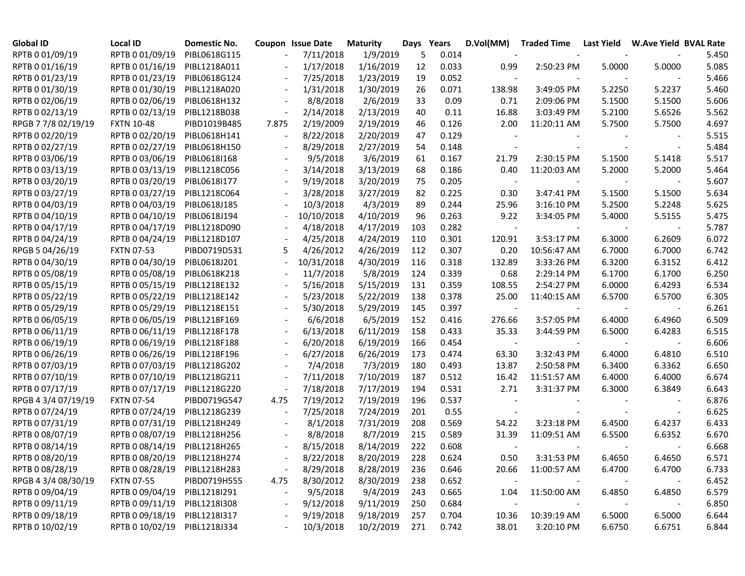| Global ID | Local ID | Domestic No. | Coupon | Issue Date | Maturity | Days | Years | D.Vol(MM) | Traded Time | Last Yield | W.Ave Yield | BVAL Rate |
|---|---|---|---|---|---|---|---|---|---|---|---|---|
| RPTB 0 01/09/19 | RPTB 0 01/09/19 | PIBL0618G115 | - | 7/11/2018 | 1/9/2019 | 5 | 0.014 | - | - | - | - | 5.450 |
| RPTB 0 01/16/19 | RPTB 0 01/16/19 | PIBL1218A011 | - | 1/17/2018 | 1/16/2019 | 12 | 0.033 | 0.99 | 2:50:23 PM | 5.0000 | 5.0000 | 5.085 |
| RPTB 0 01/23/19 | RPTB 0 01/23/19 | PIBL0618G124 | - | 7/25/2018 | 1/23/2019 | 19 | 0.052 | - | - | - | - | 5.466 |
| RPTB 0 01/30/19 | RPTB 0 01/30/19 | PIBL1218A020 | - | 1/31/2018 | 1/30/2019 | 26 | 0.071 | 138.98 | 3:49:05 PM | 5.2250 | 5.2237 | 5.460 |
| RPTB 0 02/06/19 | RPTB 0 02/06/19 | PIBL0618H132 | - | 8/8/2018 | 2/6/2019 | 33 | 0.09 | 0.71 | 2:09:06 PM | 5.1500 | 5.1500 | 5.606 |
| RPTB 0 02/13/19 | RPTB 0 02/13/19 | PIBL1218B038 | - | 2/14/2018 | 2/13/2019 | 40 | 0.11 | 16.88 | 3:03:49 PM | 5.2100 | 5.6526 | 5.562 |
| RPGB 7 7/8 02/19/19 | FXTN 10-48 | PIBD1019B485 | 7.875 | 2/19/2009 | 2/19/2019 | 46 | 0.126 | 2.00 | 11:20:11 AM | 5.7500 | 5.7500 | 4.697 |
| RPTB 0 02/20/19 | RPTB 0 02/20/19 | PIBL0618H141 | - | 8/22/2018 | 2/20/2019 | 47 | 0.129 | - | - | - | - | 5.515 |
| RPTB 0 02/27/19 | RPTB 0 02/27/19 | PIBL0618H150 | - | 8/29/2018 | 2/27/2019 | 54 | 0.148 | - | - | - | - | 5.484 |
| RPTB 0 03/06/19 | RPTB 0 03/06/19 | PIBL0618I168 | - | 9/5/2018 | 3/6/2019 | 61 | 0.167 | 21.79 | 2:30:15 PM | 5.1500 | 5.1418 | 5.517 |
| RPTB 0 03/13/19 | RPTB 0 03/13/19 | PIBL1218C056 | - | 3/14/2018 | 3/13/2019 | 68 | 0.186 | 0.40 | 11:20:03 AM | 5.2000 | 5.2000 | 5.464 |
| RPTB 0 03/20/19 | RPTB 0 03/20/19 | PIBL0618I177 | - | 9/19/2018 | 3/20/2019 | 75 | 0.205 | - | - | - | - | 5.607 |
| RPTB 0 03/27/19 | RPTB 0 03/27/19 | PIBL1218C064 | - | 3/28/2018 | 3/27/2019 | 82 | 0.225 | 0.30 | 3:47:41 PM | 5.1500 | 5.1500 | 5.634 |
| RPTB 0 04/03/19 | RPTB 0 04/03/19 | PIBL0618J185 | - | 10/3/2018 | 4/3/2019 | 89 | 0.244 | 25.96 | 3:16:10 PM | 5.2500 | 5.2248 | 5.625 |
| RPTB 0 04/10/19 | RPTB 0 04/10/19 | PIBL0618J194 | - | 10/10/2018 | 4/10/2019 | 96 | 0.263 | 9.22 | 3:34:05 PM | 5.4000 | 5.5155 | 5.475 |
| RPTB 0 04/17/19 | RPTB 0 04/17/19 | PIBL1218D090 | - | 4/18/2018 | 4/17/2019 | 103 | 0.282 | - | - | - | - | 5.787 |
| RPTB 0 04/24/19 | RPTB 0 04/24/19 | PIBL1218D107 | - | 4/25/2018 | 4/24/2019 | 110 | 0.301 | 120.91 | 3:53:17 PM | 6.3000 | 6.2609 | 6.072 |
| RPGB 5 04/26/19 | FXTN 07-53 | PIBD0719D531 | 5 | 4/26/2012 | 4/26/2019 | 112 | 0.307 | 0.20 | 10:56:47 AM | 6.7000 | 6.7000 | 6.742 |
| RPTB 0 04/30/19 | RPTB 0 04/30/19 | PIBL0618J201 | - | 10/31/2018 | 4/30/2019 | 116 | 0.318 | 132.89 | 3:33:26 PM | 6.3200 | 6.3152 | 6.412 |
| RPTB 0 05/08/19 | RPTB 0 05/08/19 | PIBL0618K218 | - | 11/7/2018 | 5/8/2019 | 124 | 0.339 | 0.68 | 2:29:14 PM | 6.1700 | 6.1700 | 6.250 |
| RPTB 0 05/15/19 | RPTB 0 05/15/19 | PIBL1218E132 | - | 5/16/2018 | 5/15/2019 | 131 | 0.359 | 108.55 | 2:54:27 PM | 6.0000 | 6.4293 | 6.534 |
| RPTB 0 05/22/19 | RPTB 0 05/22/19 | PIBL1218E142 | - | 5/23/2018 | 5/22/2019 | 138 | 0.378 | 25.00 | 11:40:15 AM | 6.5700 | 6.5700 | 6.305 |
| RPTB 0 05/29/19 | RPTB 0 05/29/19 | PIBL1218E151 | - | 5/30/2018 | 5/29/2019 | 145 | 0.397 | - | - | - | - | 6.261 |
| RPTB 0 06/05/19 | RPTB 0 06/05/19 | PIBL1218F169 | - | 6/6/2018 | 6/5/2019 | 152 | 0.416 | 276.66 | 3:57:05 PM | 6.4000 | 6.4960 | 6.509 |
| RPTB 0 06/11/19 | RPTB 0 06/11/19 | PIBL1218F178 | - | 6/13/2018 | 6/11/2019 | 158 | 0.433 | 35.33 | 3:44:59 PM | 6.5000 | 6.4283 | 6.515 |
| RPTB 0 06/19/19 | RPTB 0 06/19/19 | PIBL1218F188 | - | 6/20/2018 | 6/19/2019 | 166 | 0.454 | - | - | - | - | 6.606 |
| RPTB 0 06/26/19 | RPTB 0 06/26/19 | PIBL1218F196 | - | 6/27/2018 | 6/26/2019 | 173 | 0.474 | 63.30 | 3:32:43 PM | 6.4000 | 6.4810 | 6.510 |
| RPTB 0 07/03/19 | RPTB 0 07/03/19 | PIBL1218G202 | - | 7/4/2018 | 7/3/2019 | 180 | 0.493 | 13.87 | 2:50:58 PM | 6.3400 | 6.3362 | 6.650 |
| RPTB 0 07/10/19 | RPTB 0 07/10/19 | PIBL1218G211 | - | 7/11/2018 | 7/10/2019 | 187 | 0.512 | 16.42 | 11:51:57 AM | 6.4000 | 6.4000 | 6.674 |
| RPTB 0 07/17/19 | RPTB 0 07/17/19 | PIBL1218G220 | - | 7/18/2018 | 7/17/2019 | 194 | 0.531 | 2.71 | 3:31:37 PM | 6.3000 | 6.3849 | 6.643 |
| RPGB 4 3/4 07/19/19 | FXTN 07-54 | PIBD0719G547 | 4.75 | 7/19/2012 | 7/19/2019 | 196 | 0.537 | - | - | - | - | 6.876 |
| RPTB 0 07/24/19 | RPTB 0 07/24/19 | PIBL1218G239 | - | 7/25/2018 | 7/24/2019 | 201 | 0.55 | - | - | - | - | 6.625 |
| RPTB 0 07/31/19 | RPTB 0 07/31/19 | PIBL1218H249 | - | 8/1/2018 | 7/31/2019 | 208 | 0.569 | 54.22 | 3:23:18 PM | 6.4500 | 6.4237 | 6.433 |
| RPTB 0 08/07/19 | RPTB 0 08/07/19 | PIBL1218H256 | - | 8/8/2018 | 8/7/2019 | 215 | 0.589 | 31.39 | 11:09:51 AM | 6.5500 | 6.6352 | 6.670 |
| RPTB 0 08/14/19 | RPTB 0 08/14/19 | PIBL1218H265 | - | 8/15/2018 | 8/14/2019 | 222 | 0.608 | - | - | - | - | 6.668 |
| RPTB 0 08/20/19 | RPTB 0 08/20/19 | PIBL1218H274 | - | 8/22/2018 | 8/20/2019 | 228 | 0.624 | 0.50 | 3:31:53 PM | 6.4650 | 6.4650 | 6.571 |
| RPTB 0 08/28/19 | RPTB 0 08/28/19 | PIBL1218H283 | - | 8/29/2018 | 8/28/2019 | 236 | 0.646 | 20.66 | 11:00:57 AM | 6.4700 | 6.4700 | 6.733 |
| RPGB 4 3/4 08/30/19 | FXTN 07-55 | PIBD0719H555 | 4.75 | 8/30/2012 | 8/30/2019 | 238 | 0.652 | - | - | - | - | 6.452 |
| RPTB 0 09/04/19 | RPTB 0 09/04/19 | PIBL1218I291 | - | 9/5/2018 | 9/4/2019 | 243 | 0.665 | 1.04 | 11:50:00 AM | 6.4850 | 6.4850 | 6.579 |
| RPTB 0 09/11/19 | RPTB 0 09/11/19 | PIBL1218I308 | - | 9/12/2018 | 9/11/2019 | 250 | 0.684 | - | - | - | - | 6.850 |
| RPTB 0 09/18/19 | RPTB 0 09/18/19 | PIBL1218I317 | - | 9/19/2018 | 9/18/2019 | 257 | 0.704 | 10.36 | 10:39:19 AM | 6.5000 | 6.5000 | 6.644 |
| RPTB 0 10/02/19 | RPTB 0 10/02/19 | PIBL1218J334 | - | 10/3/2018 | 10/2/2019 | 271 | 0.742 | 38.01 | 3:20:10 PM | 6.6750 | 6.6751 | 6.844 |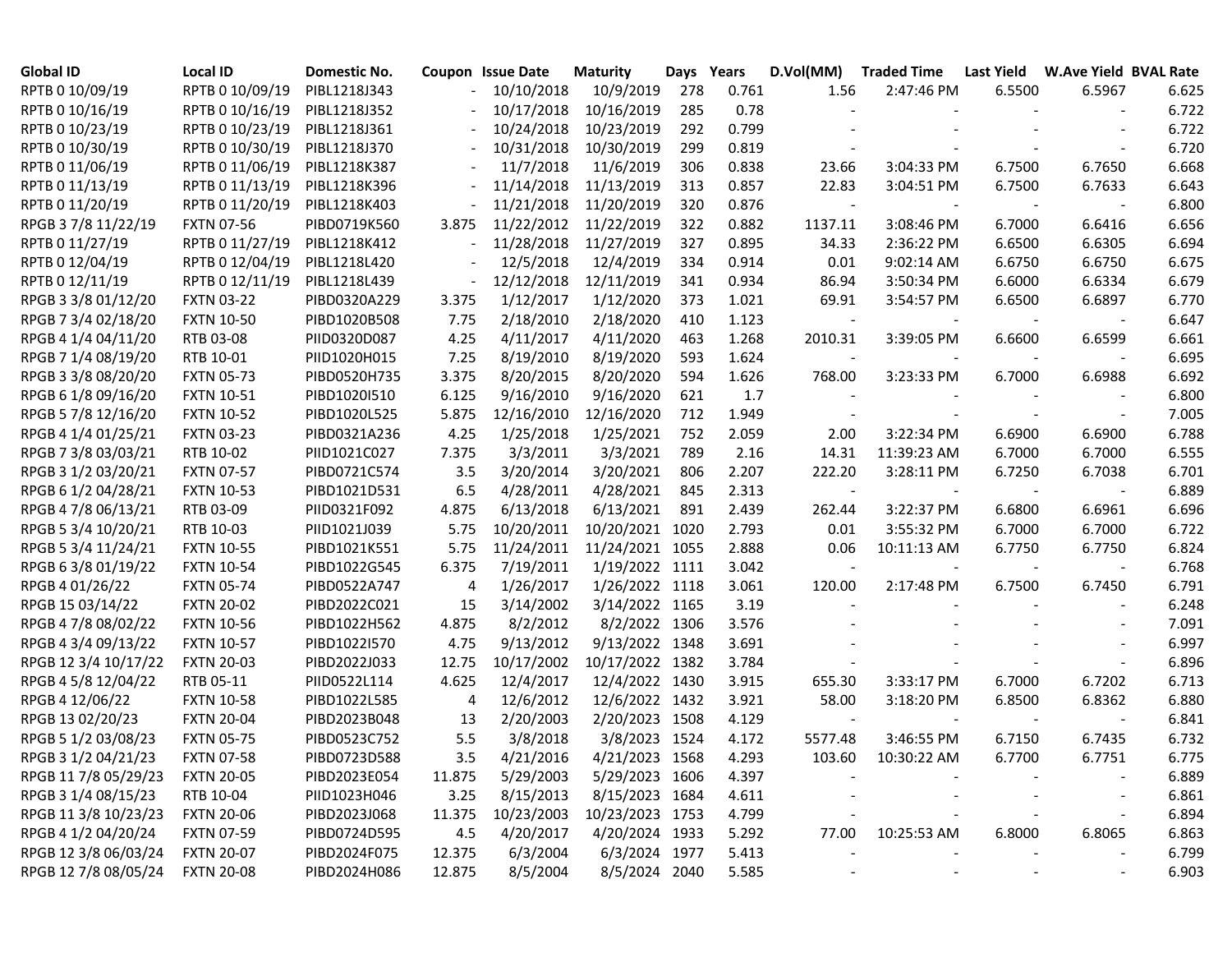| Global ID | Local ID | Domestic No. | Coupon | Issue Date | Maturity | Days | Years | D.Vol(MM) | Traded Time | Last Yield | W.Ave Yield | BVAL Rate |
|---|---|---|---|---|---|---|---|---|---|---|---|---|
| RPTB 0 10/09/19 | RPTB 0 10/09/19 | PIBL1218J343 | - | 10/10/2018 | 10/9/2019 | 278 | 0.761 | 1.56 | 2:47:46 PM | 6.5500 | 6.5967 | 6.625 |
| RPTB 0 10/16/19 | RPTB 0 10/16/19 | PIBL1218J352 | - | 10/17/2018 | 10/16/2019 | 285 | 0.78 | - | - | - | - | 6.722 |
| RPTB 0 10/23/19 | RPTB 0 10/23/19 | PIBL1218J361 | - | 10/24/2018 | 10/23/2019 | 292 | 0.799 | - | - | - | - | 6.722 |
| RPTB 0 10/30/19 | RPTB 0 10/30/19 | PIBL1218J370 | - | 10/31/2018 | 10/30/2019 | 299 | 0.819 | - | - | - | - | 6.720 |
| RPTB 0 11/06/19 | RPTB 0 11/06/19 | PIBL1218K387 | - | 11/7/2018 | 11/6/2019 | 306 | 0.838 | 23.66 | 3:04:33 PM | 6.7500 | 6.7650 | 6.668 |
| RPTB 0 11/13/19 | RPTB 0 11/13/19 | PIBL1218K396 | - | 11/14/2018 | 11/13/2019 | 313 | 0.857 | 22.83 | 3:04:51 PM | 6.7500 | 6.7633 | 6.643 |
| RPTB 0 11/20/19 | RPTB 0 11/20/19 | PIBL1218K403 | - | 11/21/2018 | 11/20/2019 | 320 | 0.876 | - | - | - | - | 6.800 |
| RPGB 3 7/8 11/22/19 | FXTN 07-56 | PIBD0719K560 | 3.875 | 11/22/2012 | 11/22/2019 | 322 | 0.882 | 1137.11 | 3:08:46 PM | 6.7000 | 6.6416 | 6.656 |
| RPTB 0 11/27/19 | RPTB 0 11/27/19 | PIBL1218K412 | - | 11/28/2018 | 11/27/2019 | 327 | 0.895 | 34.33 | 2:36:22 PM | 6.6500 | 6.6305 | 6.694 |
| RPTB 0 12/04/19 | RPTB 0 12/04/19 | PIBL1218L420 | - | 12/5/2018 | 12/4/2019 | 334 | 0.914 | 0.01 | 9:02:14 AM | 6.6750 | 6.6750 | 6.675 |
| RPTB 0 12/11/19 | RPTB 0 12/11/19 | PIBL1218L439 | - | 12/12/2018 | 12/11/2019 | 341 | 0.934 | 86.94 | 3:50:34 PM | 6.6000 | 6.6334 | 6.679 |
| RPGB 3 3/8 01/12/20 | FXTN 03-22 | PIBD0320A229 | 3.375 | 1/12/2017 | 1/12/2020 | 373 | 1.021 | 69.91 | 3:54:57 PM | 6.6500 | 6.6897 | 6.770 |
| RPGB 7 3/4 02/18/20 | FXTN 10-50 | PIBD1020B508 | 7.75 | 2/18/2010 | 2/18/2020 | 410 | 1.123 | - | - | - | - | 6.647 |
| RPGB 4 1/4 04/11/20 | RTB 03-08 | PIID0320D087 | 4.25 | 4/11/2017 | 4/11/2020 | 463 | 1.268 | 2010.31 | 3:39:05 PM | 6.6600 | 6.6599 | 6.661 |
| RPGB 7 1/4 08/19/20 | RTB 10-01 | PIID1020H015 | 7.25 | 8/19/2010 | 8/19/2020 | 593 | 1.624 | - | - | - | - | 6.695 |
| RPGB 3 3/8 08/20/20 | FXTN 05-73 | PIBD0520H735 | 3.375 | 8/20/2015 | 8/20/2020 | 594 | 1.626 | 768.00 | 3:23:33 PM | 6.7000 | 6.6988 | 6.692 |
| RPGB 6 1/8 09/16/20 | FXTN 10-51 | PIBD1020I510 | 6.125 | 9/16/2010 | 9/16/2020 | 621 | 1.7 | - | - | - | - | 6.800 |
| RPGB 5 7/8 12/16/20 | FXTN 10-52 | PIBD1020L525 | 5.875 | 12/16/2010 | 12/16/2020 | 712 | 1.949 | - | - | - | - | 7.005 |
| RPGB 4 1/4 01/25/21 | FXTN 03-23 | PIBD0321A236 | 4.25 | 1/25/2018 | 1/25/2021 | 752 | 2.059 | 2.00 | 3:22:34 PM | 6.6900 | 6.6900 | 6.788 |
| RPGB 7 3/8 03/03/21 | RTB 10-02 | PIID1021C027 | 7.375 | 3/3/2011 | 3/3/2021 | 789 | 2.16 | 14.31 | 11:39:23 AM | 6.7000 | 6.7000 | 6.555 |
| RPGB 3 1/2 03/20/21 | FXTN 07-57 | PIBD0721C574 | 3.5 | 3/20/2014 | 3/20/2021 | 806 | 2.207 | 222.20 | 3:28:11 PM | 6.7250 | 6.7038 | 6.701 |
| RPGB 6 1/2 04/28/21 | FXTN 10-53 | PIBD1021D531 | 6.5 | 4/28/2011 | 4/28/2021 | 845 | 2.313 | - | - | - | - | 6.889 |
| RPGB 4 7/8 06/13/21 | RTB 03-09 | PIID0321F092 | 4.875 | 6/13/2018 | 6/13/2021 | 891 | 2.439 | 262.44 | 3:22:37 PM | 6.6800 | 6.6961 | 6.696 |
| RPGB 5 3/4 10/20/21 | RTB 10-03 | PIID1021J039 | 5.75 | 10/20/2011 | 10/20/2021 | 1020 | 2.793 | 0.01 | 3:55:32 PM | 6.7000 | 6.7000 | 6.722 |
| RPGB 5 3/4 11/24/21 | FXTN 10-55 | PIBD1021K551 | 5.75 | 11/24/2011 | 11/24/2021 | 1055 | 2.888 | 0.06 | 10:11:13 AM | 6.7750 | 6.7750 | 6.824 |
| RPGB 6 3/8 01/19/22 | FXTN 10-54 | PIBD1022G545 | 6.375 | 7/19/2011 | 1/19/2022 | 1111 | 3.042 | - | - | - | - | 6.768 |
| RPGB 4 01/26/22 | FXTN 05-74 | PIBD0522A747 | 4 | 1/26/2017 | 1/26/2022 | 1118 | 3.061 | 120.00 | 2:17:48 PM | 6.7500 | 6.7450 | 6.791 |
| RPGB 15 03/14/22 | FXTN 20-02 | PIBD2022C021 | 15 | 3/14/2002 | 3/14/2022 | 1165 | 3.19 | - | - | - | - | 6.248 |
| RPGB 4 7/8 08/02/22 | FXTN 10-56 | PIBD1022H562 | 4.875 | 8/2/2012 | 8/2/2022 | 1306 | 3.576 | - | - | - | - | 7.091 |
| RPGB 4 3/4 09/13/22 | FXTN 10-57 | PIBD1022I570 | 4.75 | 9/13/2012 | 9/13/2022 | 1348 | 3.691 | - | - | - | - | 6.997 |
| RPGB 12 3/4 10/17/22 | FXTN 20-03 | PIBD2022J033 | 12.75 | 10/17/2002 | 10/17/2022 | 1382 | 3.784 | - | - | - | - | 6.896 |
| RPGB 4 5/8 12/04/22 | RTB 05-11 | PIID0522L114 | 4.625 | 12/4/2017 | 12/4/2022 | 1430 | 3.915 | 655.30 | 3:33:17 PM | 6.7000 | 6.7202 | 6.713 |
| RPGB 4 12/06/22 | FXTN 10-58 | PIBD1022L585 | 4 | 12/6/2012 | 12/6/2022 | 1432 | 3.921 | 58.00 | 3:18:20 PM | 6.8500 | 6.8362 | 6.880 |
| RPGB 13 02/20/23 | FXTN 20-04 | PIBD2023B048 | 13 | 2/20/2003 | 2/20/2023 | 1508 | 4.129 | - | - | - | - | 6.841 |
| RPGB 5 1/2 03/08/23 | FXTN 05-75 | PIBD0523C752 | 5.5 | 3/8/2018 | 3/8/2023 | 1524 | 4.172 | 5577.48 | 3:46:55 PM | 6.7150 | 6.7435 | 6.732 |
| RPGB 3 1/2 04/21/23 | FXTN 07-58 | PIBD0723D588 | 3.5 | 4/21/2016 | 4/21/2023 | 1568 | 4.293 | 103.60 | 10:30:22 AM | 6.7700 | 6.7751 | 6.775 |
| RPGB 11 7/8 05/29/23 | FXTN 20-05 | PIBD2023E054 | 11.875 | 5/29/2003 | 5/29/2023 | 1606 | 4.397 | - | - | - | - | 6.889 |
| RPGB 3 1/4 08/15/23 | RTB 10-04 | PIID1023H046 | 3.25 | 8/15/2013 | 8/15/2023 | 1684 | 4.611 | - | - | - | - | 6.861 |
| RPGB 11 3/8 10/23/23 | FXTN 20-06 | PIBD2023J068 | 11.375 | 10/23/2003 | 10/23/2023 | 1753 | 4.799 | - | - | - | - | 6.894 |
| RPGB 4 1/2 04/20/24 | FXTN 07-59 | PIBD0724D595 | 4.5 | 4/20/2017 | 4/20/2024 | 1933 | 5.292 | 77.00 | 10:25:53 AM | 6.8000 | 6.8065 | 6.863 |
| RPGB 12 3/8 06/03/24 | FXTN 20-07 | PIBD2024F075 | 12.375 | 6/3/2004 | 6/3/2024 | 1977 | 5.413 | - | - | - | - | 6.799 |
| RPGB 12 7/8 08/05/24 | FXTN 20-08 | PIBD2024H086 | 12.875 | 8/5/2004 | 8/5/2024 | 2040 | 5.585 | - | - | - | - | 6.903 |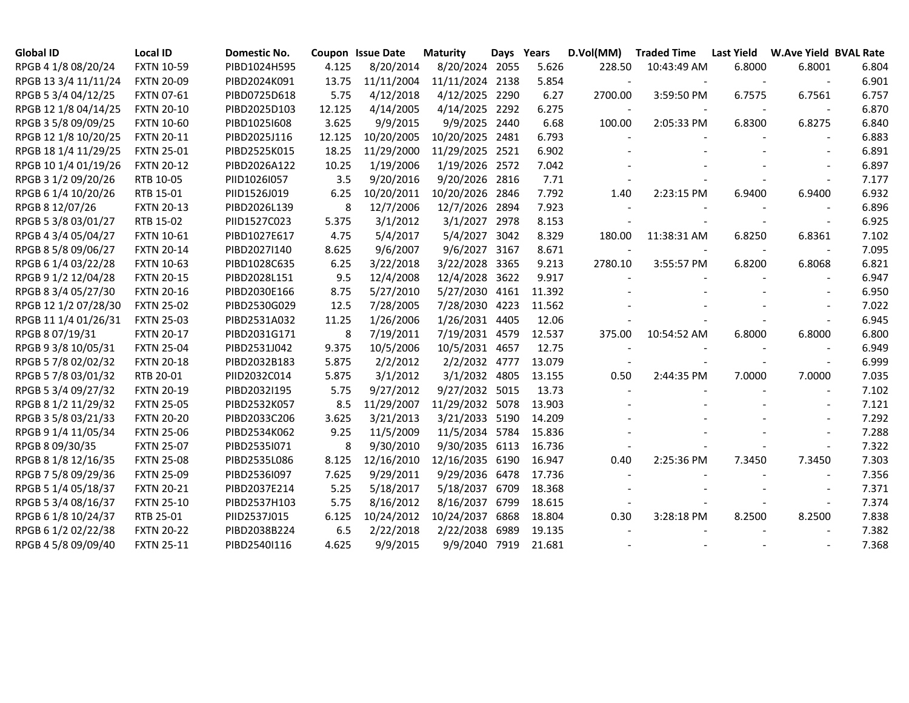| Global ID | Local ID | Domestic No. | Coupon | Issue Date | Maturity | Days | Years | D.Vol(MM) | Traded Time | Last Yield | W.Ave Yield | BVAL Rate |
|---|---|---|---|---|---|---|---|---|---|---|---|---|
| RPGB 4 1/8 08/20/24 | FXTN 10-59 | PIBD1024H595 | 4.125 | 8/20/2014 | 8/20/2024 | 2055 | 5.626 | 228.50 | 10:43:49 AM | 6.8000 | 6.8001 | 6.804 |
| RPGB 13 3/4 11/11/24 | FXTN 20-09 | PIBD2024K091 | 13.75 | 11/11/2004 | 11/11/2024 | 2138 | 5.854 | - | - | - | - | 6.901 |
| RPGB 5 3/4 04/12/25 | FXTN 07-61 | PIBD0725D618 | 5.75 | 4/12/2018 | 4/12/2025 | 2290 | 6.27 | 2700.00 | 3:59:50 PM | 6.7575 | 6.7561 | 6.757 |
| RPGB 12 1/8 04/14/25 | FXTN 20-10 | PIBD2025D103 | 12.125 | 4/14/2005 | 4/14/2025 | 2292 | 6.275 | - | - | - | - | 6.870 |
| RPGB 3 5/8 09/09/25 | FXTN 10-60 | PIBD1025I608 | 3.625 | 9/9/2015 | 9/9/2025 | 2440 | 6.68 | 100.00 | 2:05:33 PM | 6.8300 | 6.8275 | 6.840 |
| RPGB 12 1/8 10/20/25 | FXTN 20-11 | PIBD2025J116 | 12.125 | 10/20/2005 | 10/20/2025 | 2481 | 6.793 | - | - | - | - | 6.883 |
| RPGB 18 1/4 11/29/25 | FXTN 25-01 | PIBD2525K015 | 18.25 | 11/29/2000 | 11/29/2025 | 2521 | 6.902 | - | - | - | - | 6.891 |
| RPGB 10 1/4 01/19/26 | FXTN 20-12 | PIBD2026A122 | 10.25 | 1/19/2006 | 1/19/2026 | 2572 | 7.042 | - | - | - | - | 6.897 |
| RPGB 3 1/2 09/20/26 | RTB 10-05 | PIID1026I057 | 3.5 | 9/20/2016 | 9/20/2026 | 2816 | 7.71 | - | - | - | - | 7.177 |
| RPGB 6 1/4 10/20/26 | RTB 15-01 | PIID1526J019 | 6.25 | 10/20/2011 | 10/20/2026 | 2846 | 7.792 | 1.40 | 2:23:15 PM | 6.9400 | 6.9400 | 6.932 |
| RPGB 8 12/07/26 | FXTN 20-13 | PIBD2026L139 | 8 | 12/7/2006 | 12/7/2026 | 2894 | 7.923 | - | - | - | - | 6.896 |
| RPGB 5 3/8 03/01/27 | RTB 15-02 | PIID1527C023 | 5.375 | 3/1/2012 | 3/1/2027 | 2978 | 8.153 | - | - | - | - | 6.925 |
| RPGB 4 3/4 05/04/27 | FXTN 10-61 | PIBD1027E617 | 4.75 | 5/4/2017 | 5/4/2027 | 3042 | 8.329 | 180.00 | 11:38:31 AM | 6.8250 | 6.8361 | 7.102 |
| RPGB 8 5/8 09/06/27 | FXTN 20-14 | PIBD2027I140 | 8.625 | 9/6/2007 | 9/6/2027 | 3167 | 8.671 | - | - | - | - | 7.095 |
| RPGB 6 1/4 03/22/28 | FXTN 10-63 | PIBD1028C635 | 6.25 | 3/22/2018 | 3/22/2028 | 3365 | 9.213 | 2780.10 | 3:55:57 PM | 6.8200 | 6.8068 | 6.821 |
| RPGB 9 1/2 12/04/28 | FXTN 20-15 | PIBD2028L151 | 9.5 | 12/4/2008 | 12/4/2028 | 3622 | 9.917 | - | - | - | - | 6.947 |
| RPGB 8 3/4 05/27/30 | FXTN 20-16 | PIBD2030E166 | 8.75 | 5/27/2010 | 5/27/2030 | 4161 | 11.392 | - | - | - | - | 6.950 |
| RPGB 12 1/2 07/28/30 | FXTN 25-02 | PIBD2530G029 | 12.5 | 7/28/2005 | 7/28/2030 | 4223 | 11.562 | - | - | - | - | 7.022 |
| RPGB 11 1/4 01/26/31 | FXTN 25-03 | PIBD2531A032 | 11.25 | 1/26/2006 | 1/26/2031 | 4405 | 12.06 | - | - | - | - | 6.945 |
| RPGB 8 07/19/31 | FXTN 20-17 | PIBD2031G171 | 8 | 7/19/2011 | 7/19/2031 | 4579 | 12.537 | 375.00 | 10:54:52 AM | 6.8000 | 6.8000 | 6.800 |
| RPGB 9 3/8 10/05/31 | FXTN 25-04 | PIBD2531J042 | 9.375 | 10/5/2006 | 10/5/2031 | 4657 | 12.75 | - | - | - | - | 6.949 |
| RPGB 5 7/8 02/02/32 | FXTN 20-18 | PIBD2032B183 | 5.875 | 2/2/2012 | 2/2/2032 | 4777 | 13.079 | - | - | - | - | 6.999 |
| RPGB 5 7/8 03/01/32 | RTB 20-01 | PIID2032C014 | 5.875 | 3/1/2012 | 3/1/2032 | 4805 | 13.155 | 0.50 | 2:44:35 PM | 7.0000 | 7.0000 | 7.035 |
| RPGB 5 3/4 09/27/32 | FXTN 20-19 | PIBD2032I195 | 5.75 | 9/27/2012 | 9/27/2032 | 5015 | 13.73 | - | - | - | - | 7.102 |
| RPGB 8 1/2 11/29/32 | FXTN 25-05 | PIBD2532K057 | 8.5 | 11/29/2007 | 11/29/2032 | 5078 | 13.903 | - | - | - | - | 7.121 |
| RPGB 3 5/8 03/21/33 | FXTN 20-20 | PIBD2033C206 | 3.625 | 3/21/2013 | 3/21/2033 | 5190 | 14.209 | - | - | - | - | 7.292 |
| RPGB 9 1/4 11/05/34 | FXTN 25-06 | PIBD2534K062 | 9.25 | 11/5/2009 | 11/5/2034 | 5784 | 15.836 | - | - | - | - | 7.288 |
| RPGB 8 09/30/35 | FXTN 25-07 | PIBD2535I071 | 8 | 9/30/2010 | 9/30/2035 | 6113 | 16.736 | - | - | - | - | 7.322 |
| RPGB 8 1/8 12/16/35 | FXTN 25-08 | PIBD2535L086 | 8.125 | 12/16/2010 | 12/16/2035 | 6190 | 16.947 | 0.40 | 2:25:36 PM | 7.3450 | 7.3450 | 7.303 |
| RPGB 7 5/8 09/29/36 | FXTN 25-09 | PIBD2536I097 | 7.625 | 9/29/2011 | 9/29/2036 | 6478 | 17.736 | - | - | - | - | 7.356 |
| RPGB 5 1/4 05/18/37 | FXTN 20-21 | PIBD2037E214 | 5.25 | 5/18/2017 | 5/18/2037 | 6709 | 18.368 | - | - | - | - | 7.371 |
| RPGB 5 3/4 08/16/37 | FXTN 25-10 | PIBD2537H103 | 5.75 | 8/16/2012 | 8/16/2037 | 6799 | 18.615 | - | - | - | - | 7.374 |
| RPGB 6 1/8 10/24/37 | RTB 25-01 | PIID2537J015 | 6.125 | 10/24/2012 | 10/24/2037 | 6868 | 18.804 | 0.30 | 3:28:18 PM | 8.2500 | 8.2500 | 7.838 |
| RPGB 6 1/2 02/22/38 | FXTN 20-22 | PIBD2038B224 | 6.5 | 2/22/2018 | 2/22/2038 | 6989 | 19.135 | - | - | - | - | 7.382 |
| RPGB 4 5/8 09/09/40 | FXTN 25-11 | PIBD2540I116 | 4.625 | 9/9/2015 | 9/9/2040 | 7919 | 21.681 | - | - | - | - | 7.368 |